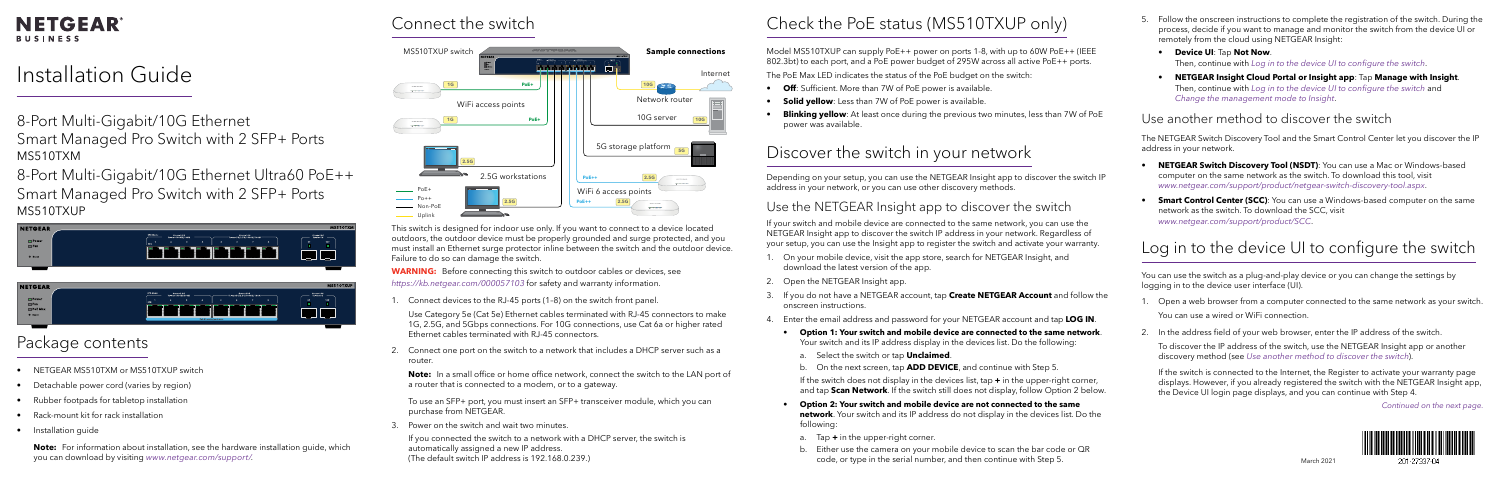NETGEAR® BUSINESS

# Installation Guide

8-Port Multi-Gigabit/10G Ethernet Smart Managed Pro Switch with 2 SFP+ Ports
MS510TXM

8-Port Multi-Gigabit/10G Ethernet Ultra60 PoE++ Smart Managed Pro Switch with 2 SFP+ Ports
MS510TXUP

## Package contents

- NETGEAR MS510TXM or MS510TXUP switch
- Detachable power cord (varies by region)
- Rubber footpads for tabletop installation
- Rack-mount kit for rack installation
- Installation guide

**Note:** For information about installation, see the hardware installation guide, which you can download by visiting *www.netgear.com/support/*.

## Connect the switch

This switch is designed for indoor use only. If you want to connect to a device located outdoors, the outdoor device must be properly grounded and surge protected, and you must install an Ethernet surge protector inline between the switch and the outdoor device. Failure to do so can damage the switch.

**WARNING:** Before connecting this switch to outdoor cables or devices, see *https://kb.netgear.com/000057103* for safety and warranty information.

1. Connect devices to the RJ-45 ports (1–8) on the switch front panel.

   Use Category 5e (Cat 5e) Ethernet cables terminated with RJ-45 connectors to make 1G, 2.5G, and 5Gbps connections. For 10G connections, use Cat 6a or higher rated Ethernet cables terminated with RJ-45 connectors.

2. Connect one port on the switch to a network that includes a DHCP server such as a router.

   **Note:** In a small office or home office network, connect the switch to the LAN port of a router that is connected to a modem, or to a gateway.

   To use an SFP+ port, you must insert an SFP+ transceiver module, which you can purchase from NETGEAR.

3. Power on the switch and wait two minutes.

   If you connected the switch to a network with a DHCP server, the switch is automatically assigned a new IP address.
   (The default switch IP address is 192.168.0.239.)

## Check the PoE status (MS510TXUP only)

Model MS510TXUP can supply PoE++ power on ports 1-8, with up to 60W PoE++ (IEEE 802.3bt) to each port, and a PoE power budget of 295W across all active PoE++ ports.

The PoE Max LED indicates the status of the PoE budget on the switch:

- **Off**: Sufficient. More than 7W of PoE power is available.
- **Solid yellow**: Less than 7W of PoE power is available.
- **Blinking yellow**: At least once during the previous two minutes, less than 7W of PoE power was available.

## Discover the switch in your network

Depending on your setup, you can use the NETGEAR Insight app to discover the switch IP address in your network, or you can use other discovery methods.

### Use the NETGEAR Insight app to discover the switch

If your switch and mobile device are connected to the same network, you can use the NETGEAR Insight app to discover the switch IP address in your network. Regardless of your setup, you can use the Insight app to register the switch and activate your warranty.

1. On your mobile device, visit the app store, search for NETGEAR Insight, and download the latest version of the app.
2. Open the NETGEAR Insight app.
3. If you do not have a NETGEAR account, tap **Create NETGEAR Account** and follow the onscreen instructions.
4. Enter the email address and password for your NETGEAR account and tap **LOG IN**.
   - **Option 1: Your switch and mobile device are connected to the same network**. Your switch and its IP address display in the devices list. Do the following:
     a. Select the switch or tap **Unclaimed**.
     b. On the next screen, tap **ADD DEVICE**, and continue with Step 5.

     If the switch does not display in the devices list, tap **+** in the upper-right corner, and tap **Scan Network**. If the switch still does not display, follow Option 2 below.
   - **Option 2: Your switch and mobile device are not connected to the same network**. Your switch and its IP address do not display in the devices list. Do the following:
     a. Tap **+** in the upper-right corner.
     b. Either use the camera on your mobile device to scan the bar code or QR code, or type in the serial number, and then continue with Step 5.
5. Follow the onscreen instructions to complete the registration of the switch. During the process, decide if you want to manage and monitor the switch from the device UI or remotely from the cloud using NETGEAR Insight:
   - **Device UI**: Tap **Not Now**. Then, continue with *Log in to the device UI to configure the switch*.
   - **NETGEAR Insight Cloud Portal or Insight app**: Tap **Manage with Insight**. Then, continue with *Log in to the device UI to configure the switch* and *Change the management mode to Insight*.

### Use another method to discover the switch

The NETGEAR Switch Discovery Tool and the Smart Control Center let you discover the IP address in your network.

- **NETGEAR Switch Discovery Tool (NSDT)**: You can use a Mac or Windows-based computer on the same network as the switch. To download this tool, visit *www.netgear.com/support/product/netgear-switch-discovery-tool.aspx*.
- **Smart Control Center (SCC)**: You can use a Windows-based computer on the same network as the switch. To download the SCC, visit *www.netgear.com/support/product/SCC*.

## Log in to the device UI to configure the switch

You can use the switch as a plug-and-play device or you can change the settings by logging in to the device user interface (UI).

1. Open a web browser from a computer connected to the same network as your switch. You can use a wired or WiFi connection.
2. In the address field of your web browser, enter the IP address of the switch.

   To discover the IP address of the switch, use the NETGEAR Insight app or another discovery method (see *Use another method to discover the switch*).

   If the switch is connected to the Internet, the Register to activate your warranty page displays. However, if you already registered the switch with the NETGEAR Insight app, the Device UI login page displays, and you can continue with Step 4.

*Continued on the next page.*

March 2021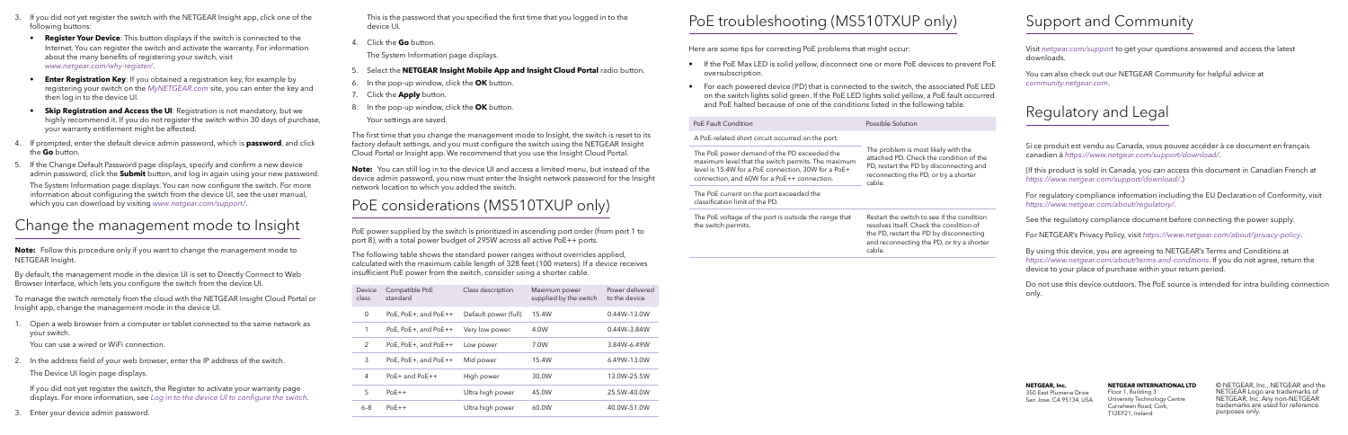3. If you did not yet register the switch with the NETGEAR Insight app, click one of the following buttons:
   - **Register Your Device**: This button displays if the switch is connected to the Internet. You can register the switch and activate the warranty. For information about the many benefits of registering your switch, visit *www.netgear.com/why-register/*.
   - **Enter Registration Key**: If you obtained a registration key, for example by registering your switch on the *MyNETGEAR.com* site, you can enter the key and then log in to the device UI.
   - **Skip Registration and Access the UI**: Registration is not mandatory, but we highly recommend it. If you do not register the switch within 30 days of purchase, your warranty entitlement might be affected.
4. If prompted, enter the default admin password, which is **password**, and click the **Go** button.
5. If the Change Default Password page displays, specify and confirm a new device admin password, click the **Submit** button, and log in again using your new password.

   The System Information page displays. You can now configure the switch. For more information about configuring the switch from the device UI, see the user manual, which you can download by visiting *www.netgear.com/support/*.

## Change the management mode to Insight

**Note:** Follow this procedure only if you want to change the management mode to NETGEAR Insight.

By default, the management mode in the device UI is set to Directly Connect to Web Browser Interface, which lets you configure the switch from the device UI.

To manage the switch remotely from the cloud with the NETGEAR Insight Cloud Portal or Insight app, change the management mode in the device UI.

1. Open a web browser from a computer or tablet connected to the same network as your switch.

   You can use a wired or WiFi connection.
2. In the address field of your web browser, enter the IP address of the switch.

   The Device UI login page displays.

   If you did not yet register the switch, the Register to activate your warranty page displays. For more information, see *Log in to the device UI to configure the switch*.
3. Enter your device admin password.

   This is the password that you specified the first time that you logged in to the device UI.
4. Click the **Go** button.

   The System Information page displays.
5. Select the **NETGEAR Insight Mobile App and Insight Cloud Portal** radio button.
6. In the pop-up window, click the **OK** button.
7. Click the **Apply** button.
8. In the pop-up window, click the **OK** button.

   Your settings are saved.

The first time that you change the management mode to Insight, the switch is reset to its factory default settings, and you must configure the switch using the NETGEAR Insight Cloud Portal or Insight app. We recommend that you use the Insight Cloud Portal.

**Note:** You can still log in to the device UI and access a limited menu, but instead of the device admin password, you now must enter the Insight network password for the Insight network location to which you added the switch.

## PoE considerations (MS510TXUP only)

PoE power supplied by the switch is prioritized in ascending port order (from port 1 to port 8), with a total power budget of 295W across all active PoE++ ports.

The following table shows the standard power ranges without overrides applied, calculated with the maximum cable length of 328 feet (100 meters). If a device receives insufficient PoE power from the switch, consider using a shorter cable.

| Device class | Compatible PoE standard | Class description | Maximum power supplied by the switch | Power delivered to the device |
|---|---|---|---|---|
| 0 | PoE, PoE+, and PoE++ | Default power (full) | 15.4W | 0.44W–13.0W |
| 1 | PoE, PoE+, and PoE++ | Very low power | 4.0W | 0.44W–3.84W |
| 2 | PoE, PoE+, and PoE++ | Low power | 7.0W | 3.84W–6.49W |
| 3 | PoE, PoE+, and PoE++ | Mid power | 15.4W | 6.49W–13.0W |
| 4 | PoE+ and PoE++ | High power | 30.0W | 13.0W–25.5W |
| 5 | PoE++ | Ultra high power | 45.0W | 25.5W–40.0W |
| 6–8 | PoE++ | Ultra high power | 60.0W | 40.0W–51.0W |

## PoE troubleshooting (MS510TXUP only)

Here are some tips for correcting PoE problems that might occur:

- If the PoE Max LED is solid yellow, disconnect one or more PoE devices to prevent PoE oversubscription.
- For each powered device (PD) that is connected to the switch, the associated PoE LED on the switch lights solid green. If the PoE LED lights solid yellow, a PoE fault occurred and PoE halted because of one of the conditions listed in the following table.

| PoE Fault Condition | Possible Solution |
|---|---|
| A PoE-related short circuit occurred on the port. | The problem is most likely with the attached PD. Check the condition of the PD, restart the PD by disconnecting and reconnecting the PD, or try a shorter cable. |
| The PoE power demand of the PD exceeded the maximum level that the switch permits. The maximum level is 15.4W for a PoE connection, 30W for a PoE+ connection, and 60W for a PoE++ connection. | |
| The PoE current on the port exceeded the classification limit of the PD. | |
| The PoE voltage of the port is outside the range that the switch permits. | Restart the switch to see if the condition resolves itself. Check the condition of the PD, restart the PD by disconnecting and reconnecting the PD, or try a shorter cable. |

## Support and Community

Visit *netgear.com/support* to get your questions answered and access the latest downloads.

You can also check out our NETGEAR Community for helpful advice at *community.netgear.com*.

## Regulatory and Legal

Si ce produit est vendu au Canada, vous pouvez accéder à ce document en français canadien à *https://www.netgear.com/support/download/*.

(If this product is sold in Canada, you can access this document in Canadian French at *https://www.netgear.com/support/download/*.)

For regulatory compliance information including the EU Declaration of Conformity, visit *https://www.netgear.com/about/regulatory/*.

See the regulatory compliance document before connecting the power supply.

For NETGEAR's Privacy Policy, visit *https://www.netgear.com/about/privacy-policy*.

By using this device, you are agreeing to NETGEAR's Terms and Conditions at *https://www.netgear.com/about/terms-and-conditions*. If you do not agree, return the device to your place of purchase within your return period.

Do not use this device outdoors. The PoE source is intended for intra building connection only.

**NETGEAR, Inc.**
350 East Plumeria Drive
San Jose, CA 95134, USA

**NETGEAR INTERNATIONAL LTD**
Floor 1, Building 3
University Technology Centre
Curraheen Road, Cork,
T12EF21, Ireland

© NETGEAR, Inc., NETGEAR and the NETGEAR Logo are trademarks of NETGEAR, Inc. Any non-NETGEAR trademarks are used for reference purposes only.